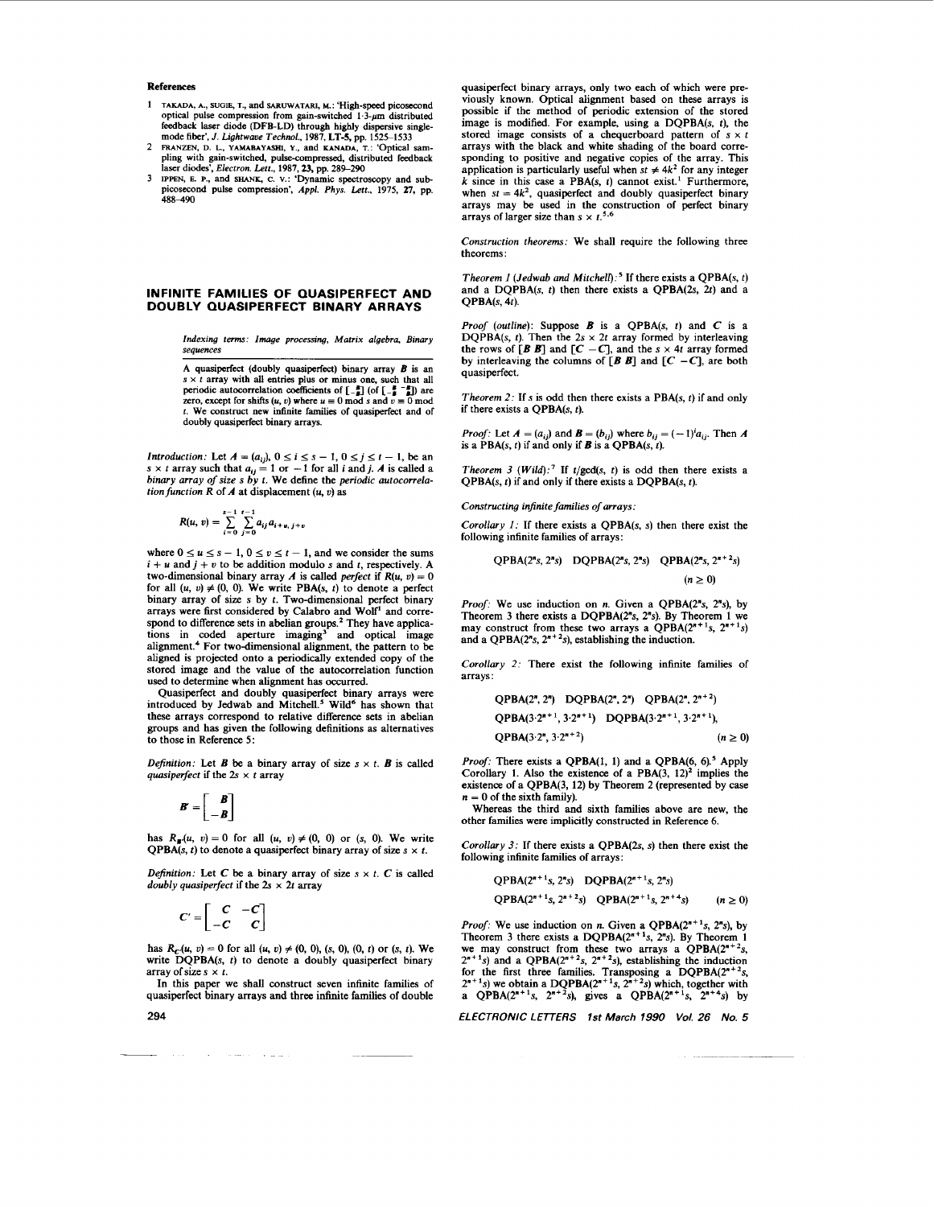**References**

1. TAKADA, A., SUGIE, T., and SARUWATARI, M.: 'High-speed picosecond optical pulse compression from gain-switched 1·3-μm distributed feedback laser diode (DFB-LD) through highly dispersive single-mode fiber', *J. Lightwave Technol.*, 1987, **LT-5**, pp. 1525–1533
2. FRANZEN, D. L., YAMABAYASHI, Y., and KANADA, T.: 'Optical sampling with gain-switched, pulse-compressed, distributed feedback laser diodes', *Electron. Lett.*, 1987, **23**, pp. 289–290
3. IPPEN, E. P., and SHANK, C. V.: 'Dynamic spectroscopy and subpicosecond pulse compression', *Appl. Phys. Lett.*, 1975, **27**, pp. 488–490

# INFINITE FAMILIES OF QUASIPERFECT AND DOUBLY QUASIPERFECT BINARY ARRAYS

*Indexing terms: Image processing, Matrix algebra, Binary sequences*

A quasiperfect (doubly quasiperfect) binary array $B$ is an $s \times t$ array with all entries plus or minus one, such that all periodic autocorrelation coefficients of $\left[\begin{smallmatrix} B \\ -B \end{smallmatrix}\right]$ (of $\left[\begin{smallmatrix} B & -B \\ -B & B \end{smallmatrix}\right]$) are zero, except for shifts $(u, v)$ where $u \equiv 0 \bmod s$ and $v \equiv 0 \bmod t$. We construct new infinite families of quasiperfect and of doubly quasiperfect binary arrays.

*Introduction:* Let $A = (a_{ij})$, $0 \le i \le s - 1$, $0 \le j \le t - 1$, be an $s \times t$ array such that $a_{ij} = 1$ or $-1$ for all $i$ and $j$. $A$ is called a *binary array of size s by t*. We define the *periodic autocorrelation function* $R$ of $A$ at displacement $(u, v)$ as

$$R(u, v) = \sum_{i=0}^{s-1} \sum_{j=0}^{t-1} a_{ij} a_{i+u,\, j+v}$$

where $0 \le u \le s - 1$, $0 \le v \le t - 1$, and we consider the sums $i + u$ and $j + v$ to be addition modulo $s$ and $t$, respectively. A two-dimensional binary array $A$ is called *perfect* if $R(u, v) = 0$ for all $(u, v) \ne (0, 0)$. We write PBA$(s, t)$ to denote a perfect binary array of size $s$ by $t$. Two-dimensional perfect binary arrays were first considered by Calabro and Wolf[1] and correspond to difference sets in abelian groups.[2] They have applications in coded aperture imaging[3] and optical image alignment.[4] For two-dimensional alignment, the pattern to be aligned is projected onto a periodically extended copy of the stored image and the value of the autocorrelation function used to determine when alignment has occurred.

Quasiperfect and doubly quasiperfect binary arrays were introduced by Jedwab and Mitchell.[5] Wild[6] has shown that these arrays correspond to relative difference sets in abelian groups and has given the following definitions as alternatives to those in Reference 5:

*Definition:* Let $B$ be a binary array of size $s \times t$. $B$ is called *quasiperfect* if the $2s \times t$ array

$$B' = \begin{bmatrix} B \\ -B \end{bmatrix}$$

has $R_{B'}(u, v) = 0$ for all $(u, v) \ne (0, 0)$ or $(s, 0)$. We write QPBA$(s, t)$ to denote a quasiperfect binary array of size $s \times t$.

*Definition:* Let $C$ be a binary array of size $s \times t$. $C$ is called *doubly quasiperfect* if the $2s \times 2t$ array

$$C' = \begin{bmatrix} C & -C \\ -C & C \end{bmatrix}$$

has $R_{C'}(u, v) = 0$ for all $(u, v) \ne (0, 0)$, $(s, 0)$, $(0, t)$ or $(s, t)$. We write DQPBA$(s, t)$ to denote a doubly quasiperfect binary array of size $s \times t$.

In this paper we shall construct seven infinite families of quasiperfect binary arrays and three infinite families of double quasiperfect binary arrays, only two each of which were previously known. Optical alignment based on these arrays is possible if the method of periodic extension of the stored image is modified. For example, using a DQPBA$(s, t)$, the stored image consists of a chequerboard pattern of $s \times t$ arrays with the black and white shading of the board corresponding to positive and negative copies of the array. This application is particularly useful when $st \ne 4k^2$ for any integer $k$ since in this case a PBA$(s, t)$ cannot exist.[1] Furthermore, when $st = 4k^2$, quasiperfect and doubly quasiperfect binary arrays may be used in the construction of perfect binary arrays of larger size than $s \times t$.[5,6]

*Construction theorems:* We shall require the following three theorems:

*Theorem 1 (Jedwab and Mitchell):*[5] If there exists a QPBA$(s, t)$ and a DQPBA$(s, t)$ then there exists a QPBA$(2s, 2t)$ and a QPBA$(s, 4t)$.

*Proof (outline):* Suppose $B$ is a QPBA$(s, t)$ and $C$ is a DQPBA$(s, t)$. Then the $2s \times 2t$ array formed by interleaving the rows of $[B\ B]$ and $[C\ -C]$, and the $s \times 4t$ array formed by interleaving the columns of $[B\ B]$ and $[C\ -C]$, are both quasiperfect.

*Theorem 2:* If $s$ is odd then there exists a PBA$(s, t)$ if and only if there exists a QPBA$(s, t)$.

*Proof:* Let $A = (a_{ij})$ and $B = (b_{ij})$ where $b_{ij} = (-1)^i a_{ij}$. Then $A$ is a PBA$(s, t)$ if and only if $B$ is a QPBA$(s, t)$.

*Theorem 3 (Wild):*[7] If $t/\gcd(s, t)$ is odd then there exists a QPBA$(s, t)$ if and only if there exists a DQPBA$(s, t)$.

*Constructing infinite families of arrays:*

*Corollary 1:* If there exists a QPBA$(s, s)$ then there exist the following infinite families of arrays:

$$\text{QPBA}(2^n s, 2^n s) \quad \text{DQPBA}(2^n s, 2^n s) \quad \text{QPBA}(2^n s, 2^{n+2} s) \qquad (n \ge 0)$$

*Proof:* We use induction on $n$. Given a QPBA$(2^n s, 2^n s)$, by Theorem 3 there exists a DQPBA$(2^n s, 2^n s)$. By Theorem 1 we may construct from these two arrays a QPBA$(2^{n+1} s, 2^{n+1} s)$ and a QPBA$(2^n s, 2^{n+2} s)$, establishing the induction.

*Corollary 2:* There exist the following infinite families of arrays:

$$\text{QPBA}(2^n, 2^n) \quad \text{DQPBA}(2^n, 2^n) \quad \text{QPBA}(2^n, 2^{n+2})$$
$$\text{QPBA}(3 \cdot 2^{n+1}, 3 \cdot 2^{n+1}) \quad \text{DQPBA}(3 \cdot 2^{n+1}, 3 \cdot 2^{n+1}),$$
$$\text{QPBA}(3 \cdot 2^n, 3 \cdot 2^{n+2}) \qquad (n \ge 0)$$

*Proof:* There exists a QPBA$(1, 1)$ and a QPBA$(6, 6)$.[5] Apply Corollary 1. Also the existence of a PBA$(3, 12)$[2] implies the existence of a QPBA$(3, 12)$ by Theorem 2 (represented by case $n = 0$ of the sixth family).

Whereas the third and sixth families above are new, the other families were implicitly constructed in Reference 6.

*Corollary 3:* If there exists a QPBA$(2s, s)$ then there exist the following infinite families of arrays:

$$\text{QPBA}(2^{n+1} s, 2^n s) \quad \text{DQPBA}(2^{n+1} s, 2^n s)$$
$$\text{QPBA}(2^{n+1} s, 2^{n+2} s) \quad \text{QPBA}(2^{n+1} s, 2^{n+4} s) \qquad (n \ge 0)$$

*Proof:* We use induction on $n$. Given a QPBA$(2^{n+1} s, 2^n s)$, by Theorem 3 there exists a DQPBA$(2^{n+1} s, 2^n s)$. By Theorem 1 we may construct from these two arrays a QPBA$(2^{n+2} s, 2^{n+1} s)$ and a QPBA$(2^{n+2} s, 2^{n+2} s)$, establishing the induction for the first three families. Transposing a DQPBA$(2^{n+2} s, 2^{n+1} s)$ we obtain a DQPBA$(2^{n+1} s, 2^{n+2} s)$ which, together with a QPBA$(2^{n+1} s, 2^{n+2} s)$, gives a QPBA$(2^{n+1} s, 2^{n+4} s)$ by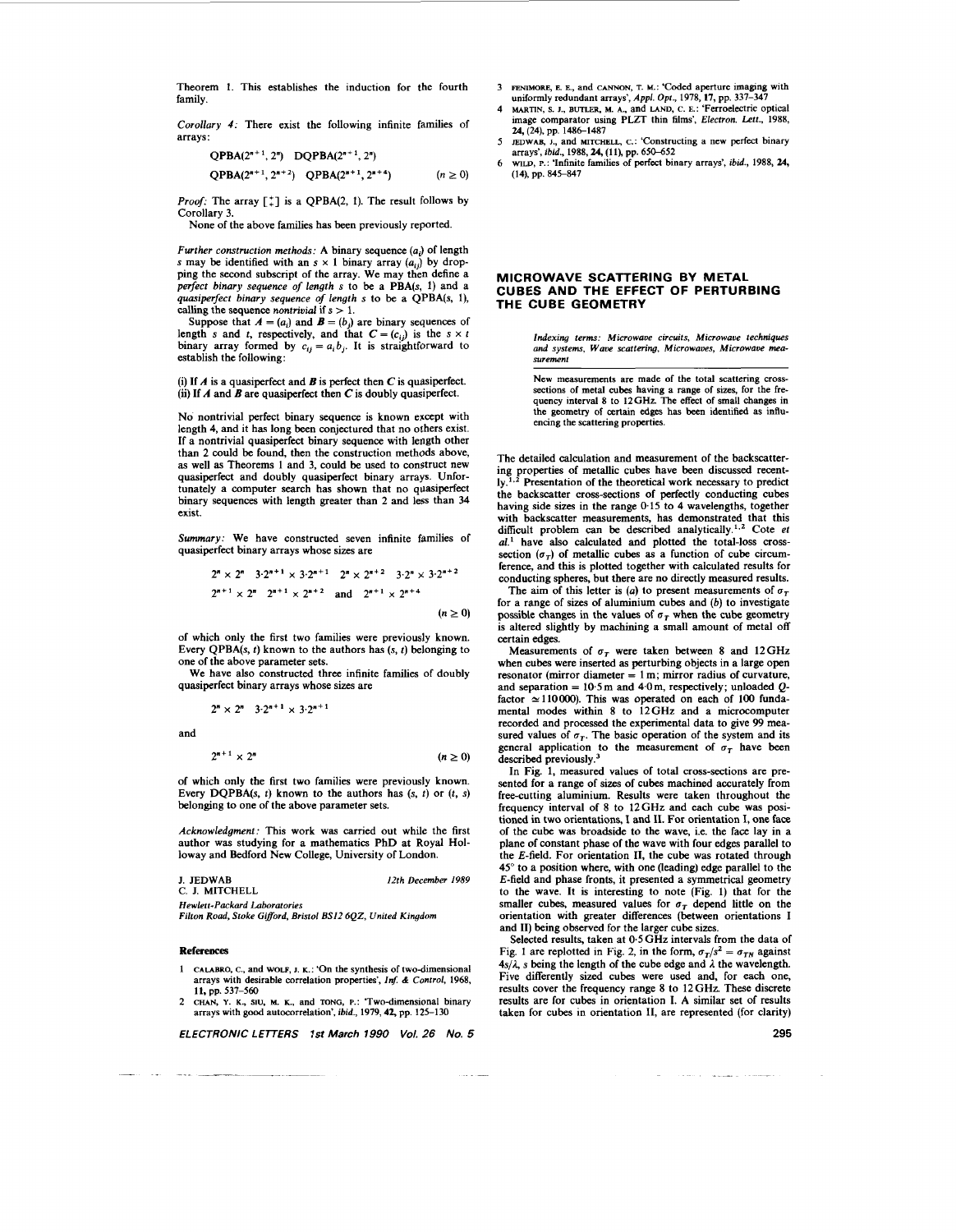Theorem 1. This establishes the induction for the fourth family.

*Corollary 4:* There exist the following infinite families of arrays:

$$\text{QPBA}(2^{n+1}, 2^n) \quad \text{DQPBA}(2^{n+1}, 2^n)$$

$$\text{QPBA}(2^{n+1}, 2^{n+2}) \quad \text{QPBA}(2^{n+1}, 2^{n+4}) \qquad (n \geq 0)$$

*Proof:* The array $\left[\begin{smallmatrix}-\\+\end{smallmatrix}\right]$ is a QPBA(2, 1). The result follows by Corollary 3.

None of the above families has been previously reported.

*Further construction methods:* A binary sequence $(a_i)$ of length $s$ may be identified with an $s \times 1$ binary array $(a_{ij})$ by dropping the second subscript of the array. We may then define a *perfect binary sequence of length s* to be a PBA($s$, 1) and a *quasiperfect binary sequence of length s* to be a QPBA($s$, 1), calling the sequence *nontrivial* if $s > 1$.

Suppose that $A = (a_i)$ and $B = (b_j)$ are binary sequences of length $s$ and $t$, respectively, and that $C = (c_{ij})$ is the $s \times t$ binary array formed by $c_{ij} = a_i b_j$. It is straightforward to establish the following:

(i) If $A$ is a quasiperfect and $B$ is perfect then $C$ is quasiperfect.
(ii) If $A$ and $B$ are quasiperfect then $C$ is doubly quasiperfect.

No nontrivial perfect binary sequence is known except with length 4, and it has long been conjectured that no others exist. If a nontrivial quasiperfect binary sequence with length other than 2 could be found, then the construction methods above, as well as Theorems 1 and 3, could be used to construct new quasiperfect and doubly quasiperfect binary arrays. Unfortunately a computer search has shown that no quasiperfect binary sequences with length greater than 2 and less than 34 exist.

*Summary:* We have constructed seven infinite families of quasiperfect binary arrays whose sizes are

$$2^n \times 2^n \quad 3{\cdot}2^{n+1} \times 3{\cdot}2^{n+1} \quad 2^n \times 2^{n+2} \quad 3{\cdot}2^n \times 3{\cdot}2^{n+2}$$

$$2^{n+1} \times 2^n \quad 2^{n+1} \times 2^{n+2} \quad \text{and} \quad 2^{n+1} \times 2^{n+4}$$

$$(n \geq 0)$$

of which only the first two families were previously known. Every QPBA($s$, $t$) known to the authors has ($s$, $t$) belonging to one of the above parameter sets.

We have also constructed three infinite families of doubly quasiperfect binary arrays whose sizes are

$$2^n \times 2^n \quad 3{\cdot}2^{n+1} \times 3{\cdot}2^{n+1}$$

and

$$2^{n+1} \times 2^n \qquad (n \geq 0)$$

of which only the first two families were previously known. Every DQPBA($s$, $t$) known to the authors has ($s$, $t$) or ($t$, $s$) belonging to one of the above parameter sets.

*Acknowledgment:* This work was carried out while the first author was studying for a mathematics PhD at Royal Holloway and Bedford New College, University of London.

J. JEDWAB
C. J. MITCHELL

12th December 1989

*Hewlett-Packard Laboratories*
*Filton Road, Stoke Gifford, Bristol BS12 6QZ, United Kingdom*

### References

1. CALABRO, C., and WOLF, J. K.: 'On the synthesis of two-dimensional arrays with desirable correlation properties', *Inf. & Control*, 1968, **11**, pp. 537–560
2. CHAN, Y. K., SIU, M. K., and TONG, P.: 'Two-dimensional binary arrays with good autocorrelation', *ibid.*, 1979, **42**, pp. 125–130
3. FENIMORE, E. E., and CANNON, T. M.: 'Coded aperture imaging with uniformly redundant arrays', *Appl. Opt.*, 1978, **17**, pp. 337–347
4. MARTIN, S. J., BUTLER, M. A., and LAND, C. E.: 'Ferroelectric optical image comparator using PLZT thin films', *Electron. Lett.*, 1988, **24**, (24), pp. 1486–1487
5. JEDWAB, J., and MITCHELL, C.: 'Constructing a new perfect binary arrays', *ibid.*, 1988, **24**, (11), pp. 650–652
6. WILD, P.: 'Infinite families of perfect binary arrays', *ibid.*, 1988, **24**, (14), pp. 845–847

## MICROWAVE SCATTERING BY METAL CUBES AND THE EFFECT OF PERTURBING THE CUBE GEOMETRY

*Indexing terms: Microwave circuits, Microwave techniques and systems, Wave scattering, Microwaves, Microwave measurement*

New measurements are made of the total scattering cross-sections of metal cubes having a range of sizes, for the frequency interval 8 to 12 GHz. The effect of small changes in the geometry of certain edges has been identified as influencing the scattering properties.

The detailed calculation and measurement of the backscattering properties of metallic cubes have been discussed recently.[1,2] Presentation of the theoretical work necessary to predict the backscatter cross-sections of perfectly conducting cubes having side sizes in the range 0·15 to 4 wavelengths, together with backscatter measurements, has demonstrated that this difficult problem can be described analytically.[1,2] Cote *et al.*[1] have also calculated and plotted the total-loss cross-section ($\sigma_T$) of metallic cubes as a function of cube circumference, and this is plotted together with calculated results for conducting spheres, but there are no directly measured results.

The aim of this letter is (*a*) to present measurements of $\sigma_T$ for a range of sizes of aluminium cubes and (*b*) to investigate possible changes in the values of $\sigma_T$ when the cube geometry is altered slightly by machining a small amount of metal off certain edges.

Measurements of $\sigma_T$ were taken between 8 and 12 GHz when cubes were inserted as perturbing objects in a large open resonator (mirror diameter = 1 m; mirror radius of curvature, and separation = 10·5 m and 4·0 m, respectively; unloaded Q-factor $\simeq$ 110 000). This was operated on each of 100 fundamental modes within 8 to 12 GHz and a microcomputer recorded and processed the experimental data to give 99 measured values of $\sigma_T$. The basic operation of the system and its general application to the measurement of $\sigma_T$ have been described previously.[3]

In Fig. 1, measured values of total cross-sections are presented for a range of sizes of cubes machined accurately from free-cutting aluminium. Results were taken throughout the frequency interval of 8 to 12 GHz and each cube was positioned in two orientations, I and II. For orientation I, one face of the cube was broadside to the wave, i.e. the face lay in a plane of constant phase of the wave with four edges parallel to the *E*-field. For orientation II, the cube was rotated through 45° to a position where, with one (leading) edge parallel to the *E*-field and phase fronts, it presented a symmetrical geometry to the wave. It is interesting to note (Fig. 1) that for the smaller cubes, measured values for $\sigma_T$ depend little on the orientation with greater differences (between orientations I and II) being observed for the larger cube sizes.

Selected results, taken at 0·5 GHz intervals from the data of Fig. 1 are replotted in Fig. 2, in the form, $\sigma_T/s^2 = \sigma_{TN}$ against $4s/\lambda$, $s$ being the length of the cube edge and $\lambda$ the wavelength. Five differently sized cubes were used and, for each one, results cover the frequency range 8 to 12 GHz. These discrete results are for cubes in orientation I. A similar set of results taken for cubes in orientation II, are represented (for clarity)